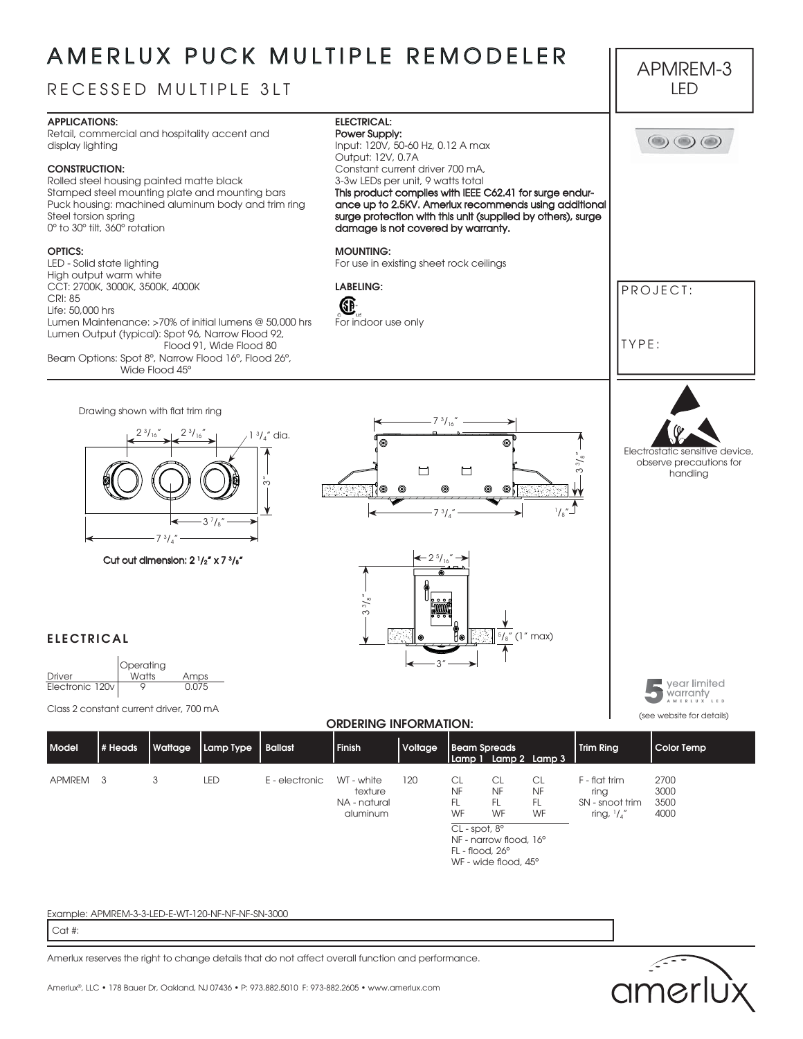# AMERLUX PUCK MULTIPLE REMODELER

## RECESSED MULTIPLE 3LT

APMREM-3
LED

**APPLICATIONS:**
Retail, commercial and hospitality accent and display lighting

**CONSTRUCTION:**
Rolled steel housing painted matte black
Stamped steel mounting plate and mounting bars
Puck housing: machined aluminum body and trim ring
Steel torsion spring
0° to 30° tilt, 360° rotation

**OPTICS:**
LED - Solid state lighting
High output warm white
CCT: 2700K, 3000K, 3500K, 4000K
CRI: 85
Life: 50,000 hrs
Lumen Maintenance: >70% of initial lumens @ 50,000 hrs
Lumen Output (typical): Spot 96, Narrow Flood 92, Flood 91, Wide Flood 80
Beam Options: Spot 8°, Narrow Flood 16°, Flood 26°, Wide Flood 45°

**ELECTRICAL:**
**Power Supply:**
Input: 120V, 50-60 Hz, 0.12 A max
Output: 12V, 0.7A
Constant current driver 700 mA,
3-3w LEDs per unit, 9 watts total
**This product complies with IEEE C62.41 for surge endurance up to 2.5KV. Amerlux recommends using additional surge protection with this unit (supplied by others), surge damage is not covered by warranty.**

**MOUNTING:**
For use in existing sheet rock ceilings

**LABELING:**
cCSAus
For indoor use only

PROJECT:

TYPE:

Drawing shown with flat trim ring

2 3/16" | 2 3/16" | 1 3/4" dia. | 3" | 3 7/8" | 7 3/4"

**Cut out dimension: 2 1/2" x 7 3/8"**

7 3/16" | 3 3/8" | 7 3/4" | 1/8"

2 5/16" | 3 3/8" | 5/8" (1" max) | 3"

Electrostatic sensitive device, observe precautions for handling

## ELECTRICAL

| Driver | Operating Watts | Amps |
|---|---|---|
| Electronic 120v | 9 | 0.075 |

Class 2 constant current driver, 700 mA

5 year limited warranty AMERLUX LED
(see website for details)

**ORDERING INFORMATION:**

| Model | # Heads | Wattage | Lamp Type | Ballast | Finish | Voltage | Beam Spreads Lamp 1 | Lamp 2 | Lamp 3 | Trim Ring | Color Temp |
|---|---|---|---|---|---|---|---|---|---|---|---|
| APMREM | 3 | 3 | LED | E - electronic | WT - white texture<br>NA - natural aluminum | 120 | CL<br>NF<br>FL<br>WF | CL<br>NF<br>FL<br>WF | CL<br>NF<br>FL<br>WF | F - flat trim ring<br>SN - snoot trim ring, 1/4" | 2700<br>3000<br>3500<br>4000 |

CL - spot, 8°
NF - narrow flood, 16°
FL - flood, 26°
WF - wide flood, 45°

Example: APMREM-3-3-LED-E-WT-120-NF-NF-NF-SN-3000

Cat #:

Amerlux reserves the right to change details that do not affect overall function and performance.

Amerlux®, LLC • 178 Bauer Dr, Oakland, NJ 07436 • P: 973.882.5010 F: 973-882.2605 • www.amerlux.com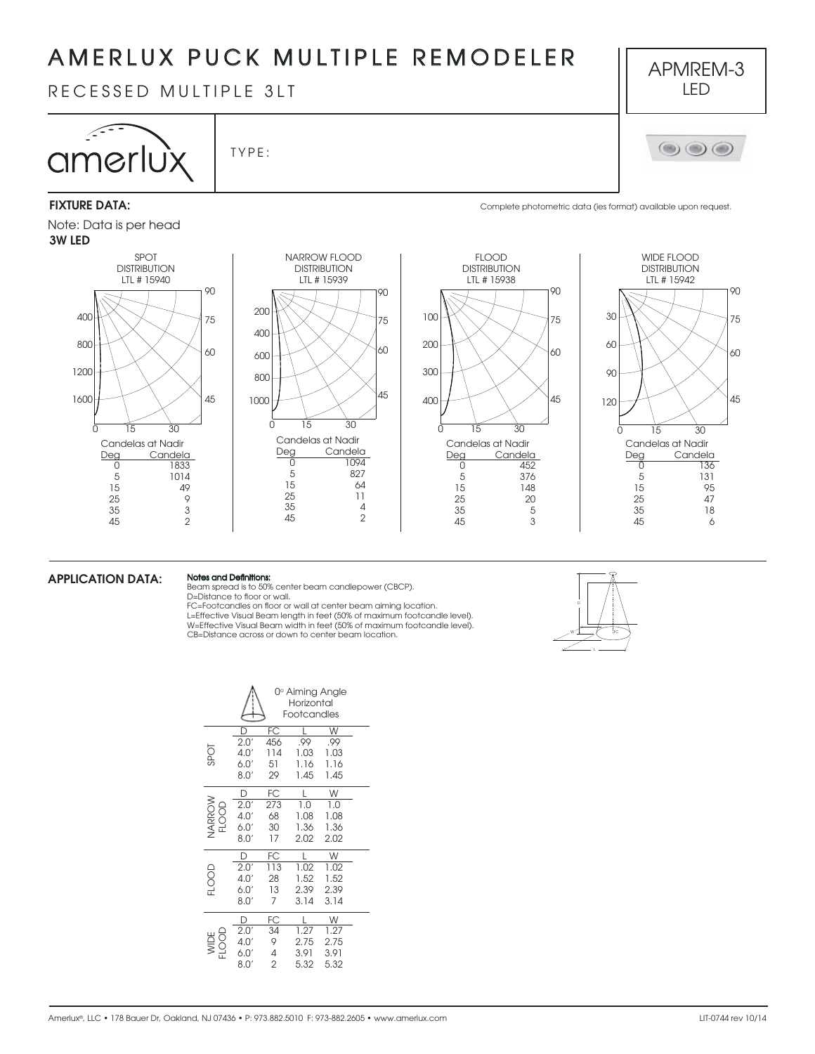# AMERLUX PUCK MULTIPLE REMODELER

RECESSED MULTIPLE 3LT

APMREM-3
LED

TYPE:

## FIXTURE DATA:

Complete photometric data (ies format) available upon request.

Note: Data is per head

**3W LED**

SPOT DISTRIBUTION
LTL # 15940

400
800
1200
1600
0 15 30 45 60 75 90

Candelas at Nadir

| Deg | Candela |
|---|---|
| 0 | 1833 |
| 5 | 1014 |
| 15 | 49 |
| 25 | 9 |
| 35 | 3 |
| 45 | 2 |

NARROW FLOOD DISTRIBUTION
LTL # 15939

200
400
600
800
1000
0 15 30 45 60 75 90

Candelas at Nadir

| Deg | Candela |
|---|---|
| 0 | 1094 |
| 5 | 827 |
| 15 | 64 |
| 25 | 11 |
| 35 | 4 |
| 45 | 2 |

FLOOD DISTRIBUTION
LTL # 15938

100
200
300
400
0 15 30 45 60 75 90

Candelas at Nadir

| Deg | Candela |
|---|---|
| 0 | 452 |
| 5 | 376 |
| 15 | 148 |
| 25 | 20 |
| 35 | 5 |
| 45 | 3 |

WIDE FLOOD DISTRIBUTION
LTL # 15942

30
60
90
120
0 15 30 45 60 75 90

Candelas at Nadir

| Deg | Candela |
|---|---|
| 0 | 136 |
| 5 | 131 |
| 15 | 95 |
| 25 | 47 |
| 35 | 18 |
| 45 | 6 |

## APPLICATION DATA:

**Notes and Definitions:**
Beam spread is to 50% center beam candlepower (CBCP).
D=Distance to floor or wall.
FC=Footcandles on floor or wall at center beam aiming location.
L=Effective Visual Beam length in feet (50% of maximum footcandle level).
W=Effective Visual Beam width in feet (50% of maximum footcandle level).
CB=Distance across or down to center beam location.

0° Aiming Angle Horizontal Footcandles

| | D | FC | L | W |
|---|---|---|---|---|
| SPOT | 2.0′ | 456 | .99 | .99 |
| | 4.0′ | 114 | 1.03 | 1.03 |
| | 6.0′ | 51 | 1.16 | 1.16 |
| | 8.0′ | 29 | 1.45 | 1.45 |
| NARROW FLOOD | 2.0′ | 273 | 1.0 | 1.0 |
| | 4.0′ | 68 | 1.08 | 1.08 |
| | 6.0′ | 30 | 1.36 | 1.36 |
| | 8.0′ | 17 | 2.02 | 2.02 |
| FLOOD | 2.0′ | 113 | 1.02 | 1.02 |
| | 4.0′ | 28 | 1.52 | 1.52 |
| | 6.0′ | 13 | 2.39 | 2.39 |
| | 8.0′ | 7 | 3.14 | 3.14 |
| WIDE FLOOD | 2.0′ | 34 | 1.27 | 1.27 |
| | 4.0′ | 9 | 2.75 | 2.75 |
| | 6.0′ | 4 | 3.91 | 3.91 |
| | 8.0′ | 2 | 5.32 | 5.32 |

Amerlux®, LLC • 178 Bauer Dr, Oakland, NJ 07436 • P: 973.882.5010 F: 973-882.2605 • www.amerlux.com

LIT-0744 rev 10/14